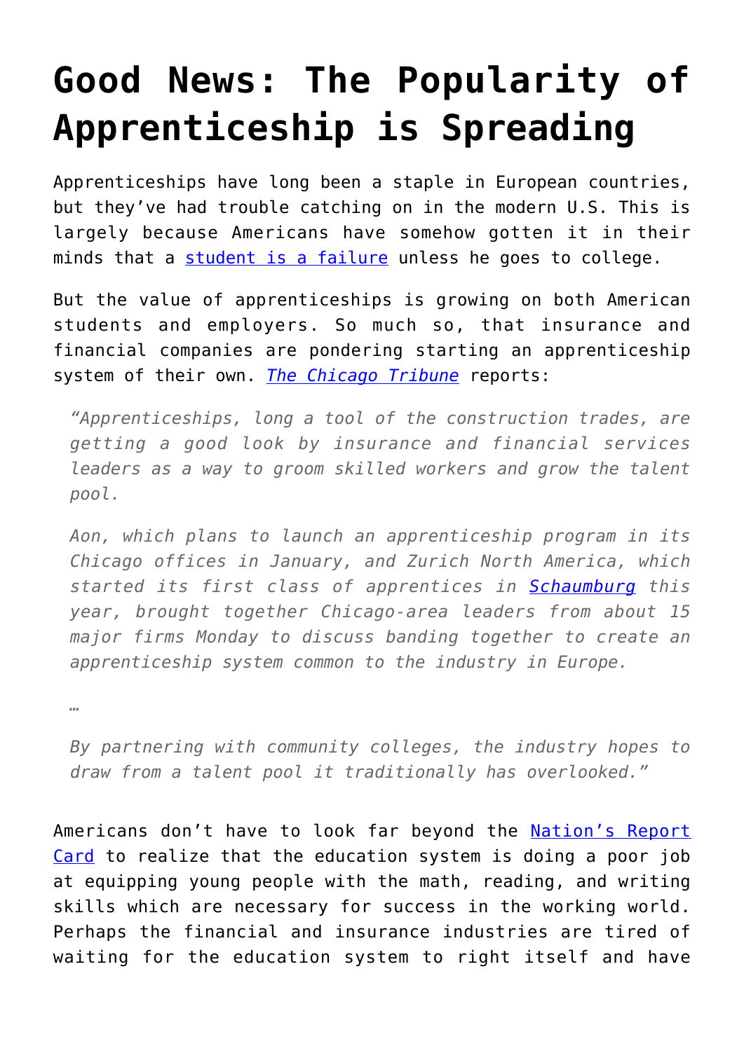# Good News: The Popularity of Apprenticeship is Spreading

Apprenticeships have long been a staple in European countries, but they've had trouble catching on in the modern U.S. This is largely because Americans have somehow gotten it in their minds that a student is a failure unless he goes to college.

But the value of apprenticeships is growing on both American students and employers. So much so, that insurance and financial companies are pondering starting an apprenticeship system of their own. *The Chicago Tribune* reports:

> *"Apprenticeships, long a tool of the construction trades, are getting a good look by insurance and financial services leaders as a way to groom skilled workers and grow the talent pool.*
>
> *Aon, which plans to launch an apprenticeship program in its Chicago offices in January, and Zurich North America, which started its first class of apprentices in Schaumburg this year, brought together Chicago-area leaders from about 15 major firms Monday to discuss banding together to create an apprenticeship system common to the industry in Europe.*
>
> …
>
> *By partnering with community colleges, the industry hopes to draw from a talent pool it traditionally has overlooked."*

Americans don't have to look far beyond the Nation's Report Card to realize that the education system is doing a poor job at equipping young people with the math, reading, and writing skills which are necessary for success in the working world. Perhaps the financial and insurance industries are tired of waiting for the education system to right itself and have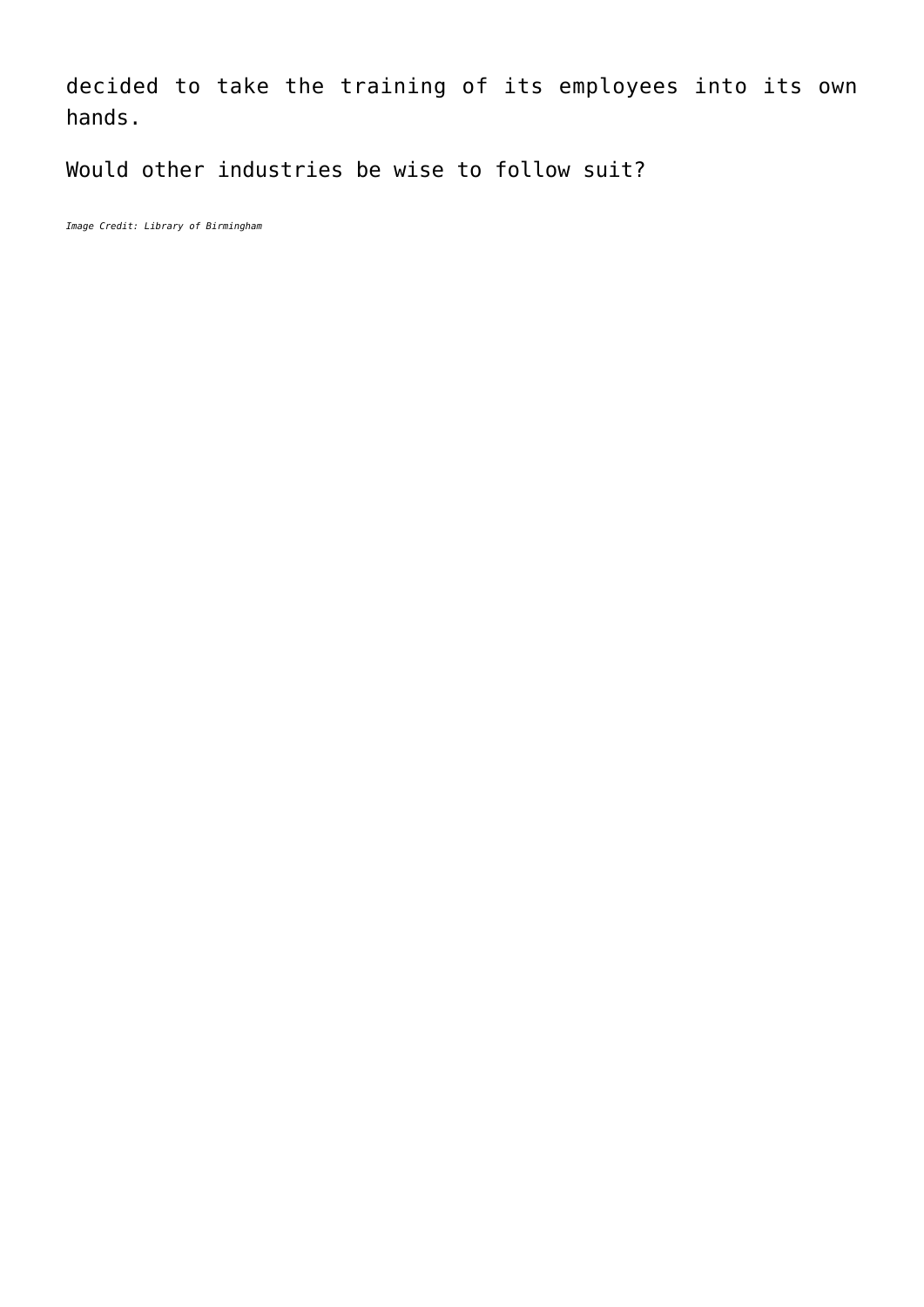decided to take the training of its employees into its own hands.

Would other industries be wise to follow suit?

*Image Credit: Library of Birmingham*